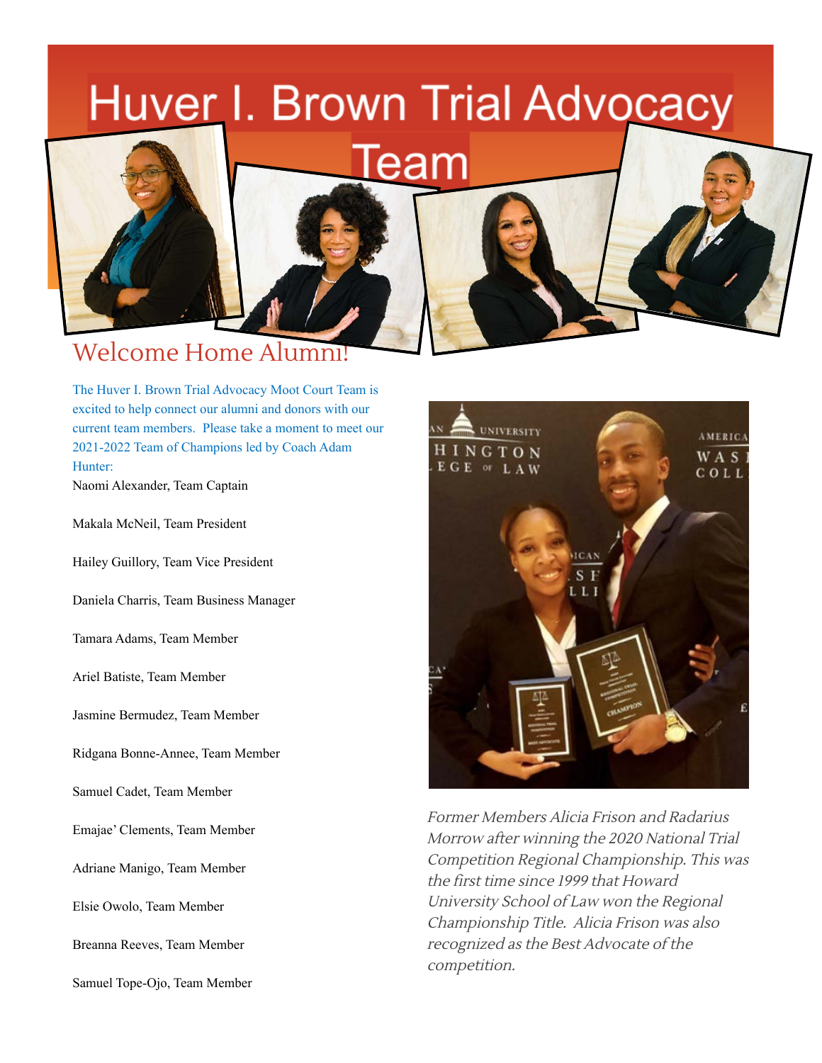# Huver I. Brown Trial Advocacy Team

## Welcome Home Alumni!

The Huver I. Brown Trial Advocacy Moot Court Team is excited to help connect our alumni and donors with our current team members. Please take a moment to meet our 2021-2022 Team of Champions led by Coach Adam Hunter:

Naomi Alexander, Team Captain

Makala McNeil, Team President

Hailey Guillory, Team Vice President

Daniela Charris, Team Business Manager

Tamara Adams, Team Member

Ariel Batiste, Team Member

Jasmine Bermudez, Team Member

Ridgana Bonne-Annee, Team Member

Samuel Cadet, Team Member

Emajae' Clements, Team Member

Adriane Manigo, Team Member

Elsie Owolo, Team Member

Breanna Reeves, Team Member

Samuel Tope-Ojo, Team Member

*Former Members Alicia Frison and Radarius Morrow after winning the 2020 National Trial Competition Regional Championship. This was the first time since 1999 that Howard University School of Law won the Regional Championship Title. Alicia Frison was also recognized as the Best Advocate of the competition.*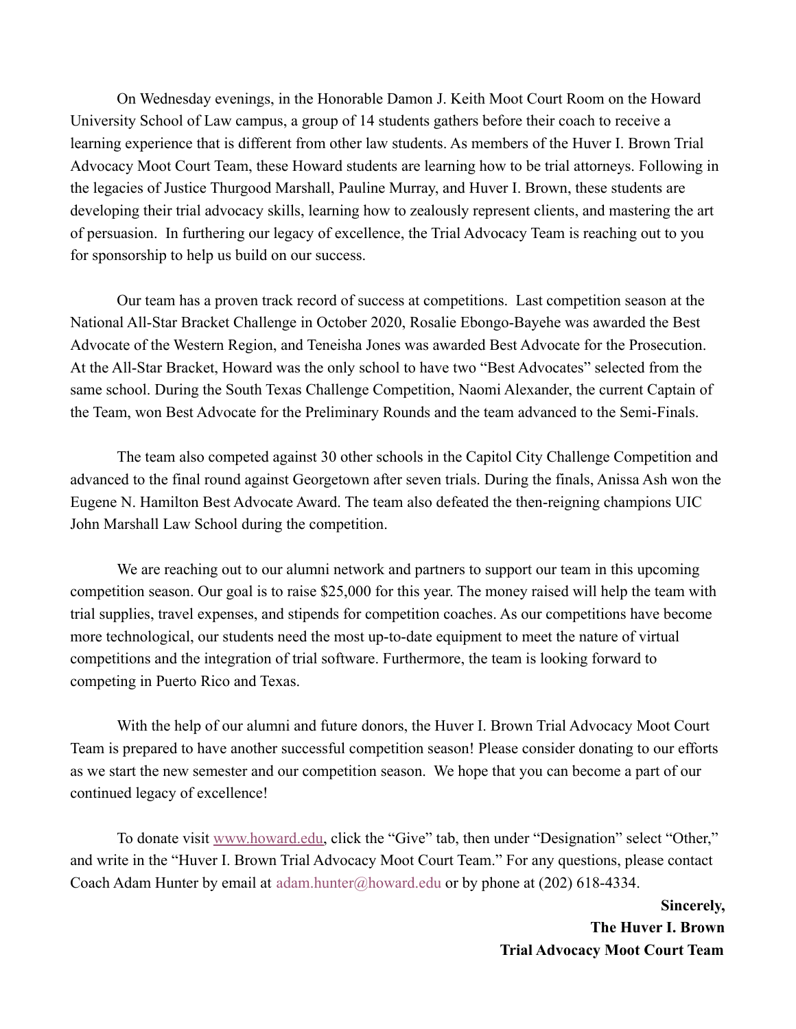On Wednesday evenings, in the Honorable Damon J. Keith Moot Court Room on the Howard University School of Law campus, a group of 14 students gathers before their coach to receive a learning experience that is different from other law students. As members of the Huver I. Brown Trial Advocacy Moot Court Team, these Howard students are learning how to be trial attorneys. Following in the legacies of Justice Thurgood Marshall, Pauline Murray, and Huver I. Brown, these students are developing their trial advocacy skills, learning how to zealously represent clients, and mastering the art of persuasion. In furthering our legacy of excellence, the Trial Advocacy Team is reaching out to you for sponsorship to help us build on our success.

Our team has a proven track record of success at competitions. Last competition season at the National All-Star Bracket Challenge in October 2020, Rosalie Ebongo-Bayehe was awarded the Best Advocate of the Western Region, and Teneisha Jones was awarded Best Advocate for the Prosecution. At the All-Star Bracket, Howard was the only school to have two "Best Advocates" selected from the same school. During the South Texas Challenge Competition, Naomi Alexander, the current Captain of the Team, won Best Advocate for the Preliminary Rounds and the team advanced to the Semi-Finals.

The team also competed against 30 other schools in the Capitol City Challenge Competition and advanced to the final round against Georgetown after seven trials. During the finals, Anissa Ash won the Eugene N. Hamilton Best Advocate Award. The team also defeated the then-reigning champions UIC John Marshall Law School during the competition.

We are reaching out to our alumni network and partners to support our team in this upcoming competition season. Our goal is to raise $25,000 for this year. The money raised will help the team with trial supplies, travel expenses, and stipends for competition coaches. As our competitions have become more technological, our students need the most up-to-date equipment to meet the nature of virtual competitions and the integration of trial software. Furthermore, the team is looking forward to competing in Puerto Rico and Texas.

With the help of our alumni and future donors, the Huver I. Brown Trial Advocacy Moot Court Team is prepared to have another successful competition season! Please consider donating to our efforts as we start the new semester and our competition season. We hope that you can become a part of our continued legacy of excellence!

To donate visit [www.howard.edu](http://www.howard.edu), click the "Give" tab, then under "Designation" select "Other," and write in the "Huver I. Brown Trial Advocacy Moot Court Team." For any questions, please contact Coach Adam Hunter by email at adam.hunter@howard.edu or by phone at (202) 618-4334.

**Sincerely,**
**The Huver I. Brown**
**Trial Advocacy Moot Court Team**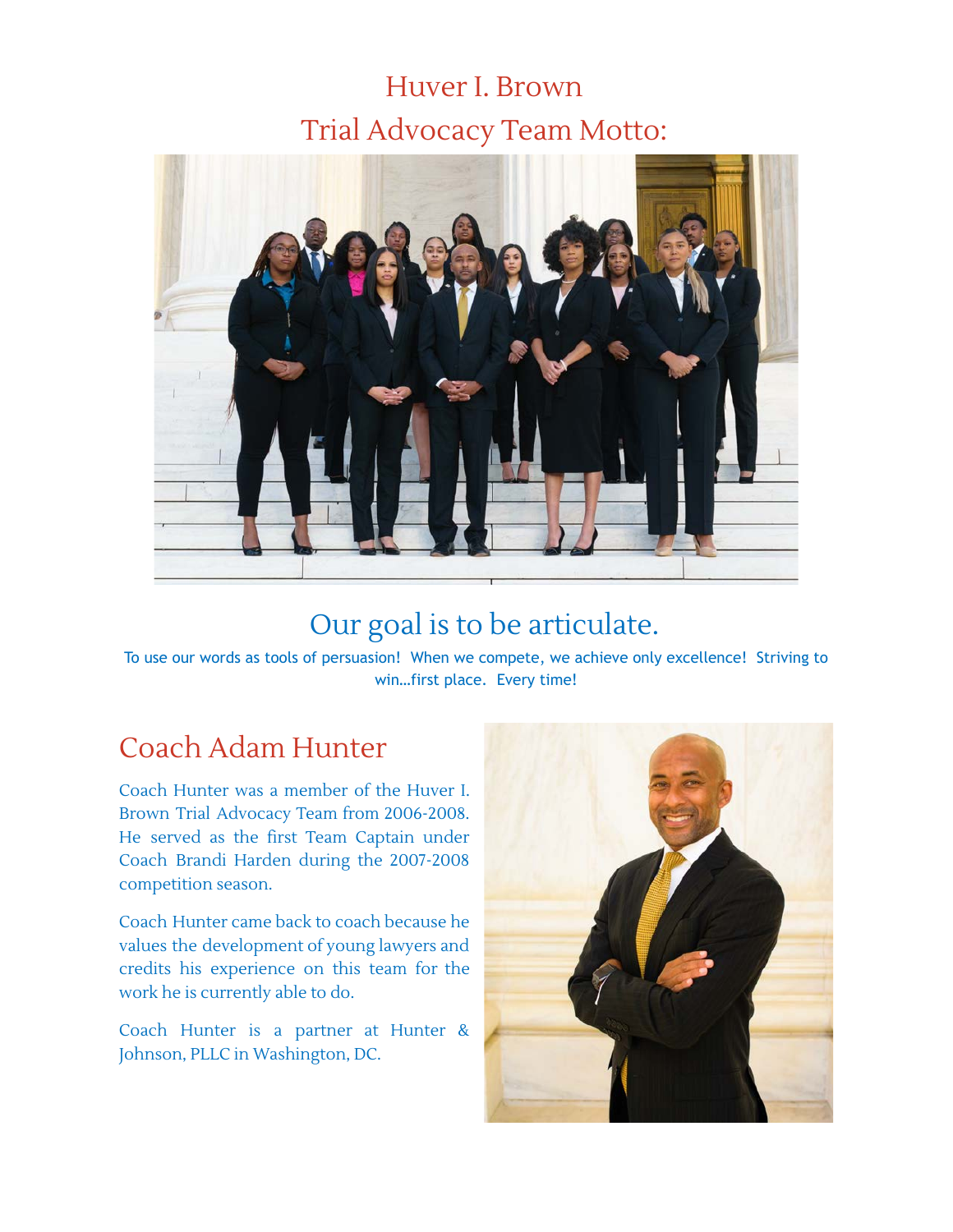# Huver I. Brown
# Trial Advocacy Team Motto:

## Our goal is to be articulate.

To use our words as tools of persuasion! When we compete, we achieve only excellence! Striving to win…first place. Every time!

## Coach Adam Hunter

Coach Hunter was a member of the Huver I. Brown Trial Advocacy Team from 2006-2008. He served as the first Team Captain under Coach Brandi Harden during the 2007-2008 competition season.

Coach Hunter came back to coach because he values the development of young lawyers and credits his experience on this team for the work he is currently able to do.

Coach Hunter is a partner at Hunter & Johnson, PLLC in Washington, DC.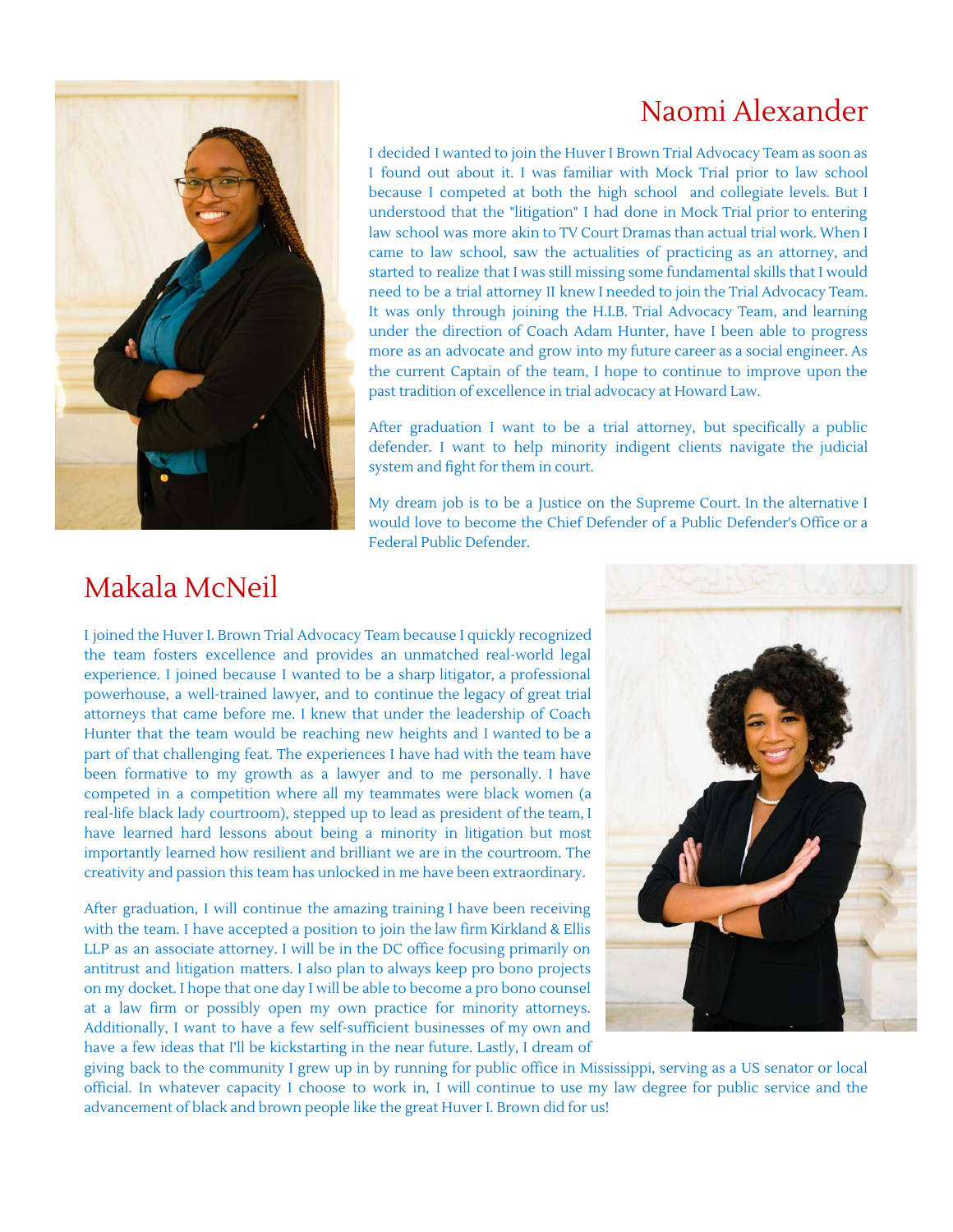## Naomi Alexander

I decided I wanted to join the Huver I Brown Trial Advocacy Team as soon as I found out about it. I was familiar with Mock Trial prior to law school because I competed at both the high school and collegiate levels. But I understood that the "litigation" I had done in Mock Trial prior to entering law school was more akin to TV Court Dramas than actual trial work. When I came to law school, saw the actualities of practicing as an attorney, and started to realize that I was still missing some fundamental skills that I would need to be a trial attorney II knew I needed to join the Trial Advocacy Team. It was only through joining the H.I.B. Trial Advocacy Team, and learning under the direction of Coach Adam Hunter, have I been able to progress more as an advocate and grow into my future career as a social engineer. As the current Captain of the team, I hope to continue to improve upon the past tradition of excellence in trial advocacy at Howard Law.

After graduation I want to be a trial attorney, but specifically a public defender. I want to help minority indigent clients navigate the judicial system and fight for them in court.

My dream job is to be a Justice on the Supreme Court. In the alternative I would love to become the Chief Defender of a Public Defender's Office or a Federal Public Defender.

## Makala McNeil

I joined the Huver I. Brown Trial Advocacy Team because I quickly recognized the team fosters excellence and provides an unmatched real-world legal experience. I joined because I wanted to be a sharp litigator, a professional powerhouse, a well-trained lawyer, and to continue the legacy of great trial attorneys that came before me. I knew that under the leadership of Coach Hunter that the team would be reaching new heights and I wanted to be a part of that challenging feat. The experiences I have had with the team have been formative to my growth as a lawyer and to me personally. I have competed in a competition where all my teammates were black women (a real-life black lady courtroom), stepped up to lead as president of the team, I have learned hard lessons about being a minority in litigation but most importantly learned how resilient and brilliant we are in the courtroom. The creativity and passion this team has unlocked in me have been extraordinary.

After graduation, I will continue the amazing training I have been receiving with the team. I have accepted a position to join the law firm Kirkland & Ellis LLP as an associate attorney. I will be in the DC office focusing primarily on antitrust and litigation matters. I also plan to always keep pro bono projects on my docket. I hope that one day I will be able to become a pro bono counsel at a law firm or possibly open my own practice for minority attorneys. Additionally, I want to have a few self-sufficient businesses of my own and have a few ideas that I'll be kickstarting in the near future. Lastly, I dream of giving back to the community I grew up in by running for public office in Mississippi, serving as a US senator or local official. In whatever capacity I choose to work in, I will continue to use my law degree for public service and the advancement of black and brown people like the great Huver I. Brown did for us!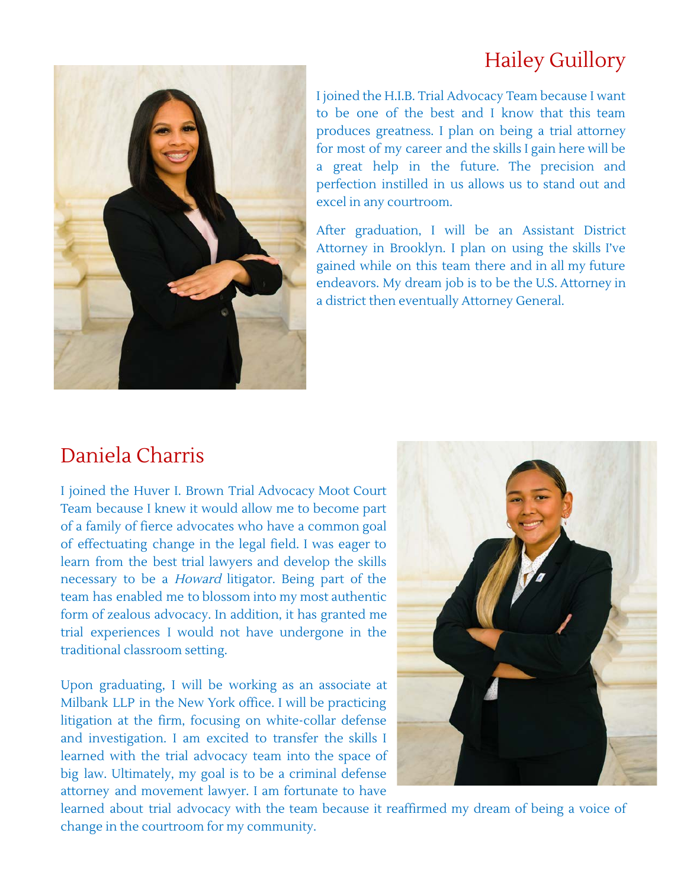## Hailey Guillory

I joined the H.I.B. Trial Advocacy Team because I want to be one of the best and I know that this team produces greatness. I plan on being a trial attorney for most of my career and the skills I gain here will be a great help in the future. The precision and perfection instilled in us allows us to stand out and excel in any courtroom.

After graduation, I will be an Assistant District Attorney in Brooklyn. I plan on using the skills I've gained while on this team there and in all my future endeavors. My dream job is to be the U.S. Attorney in a district then eventually Attorney General.

## Daniela Charris

I joined the Huver I. Brown Trial Advocacy Moot Court Team because I knew it would allow me to become part of a family of fierce advocates who have a common goal of effectuating change in the legal field. I was eager to learn from the best trial lawyers and develop the skills necessary to be a *Howard* litigator. Being part of the team has enabled me to blossom into my most authentic form of zealous advocacy. In addition, it has granted me trial experiences I would not have undergone in the traditional classroom setting.

Upon graduating, I will be working as an associate at Milbank LLP in the New York office. I will be practicing litigation at the firm, focusing on white-collar defense and investigation. I am excited to transfer the skills I learned with the trial advocacy team into the space of big law. Ultimately, my goal is to be a criminal defense attorney and movement lawyer. I am fortunate to have learned about trial advocacy with the team because it reaffirmed my dream of being a voice of change in the courtroom for my community.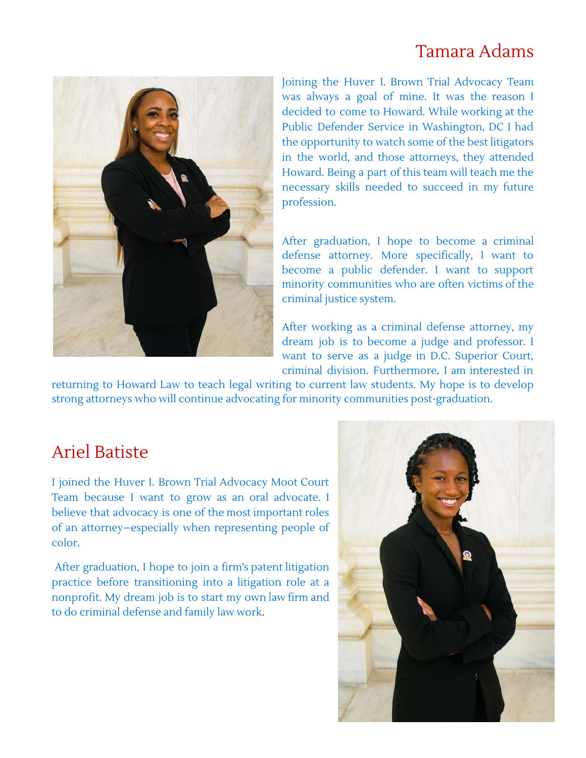## Tamara Adams

Joining the Huver I. Brown Trial Advocacy Team was always a goal of mine. It was the reason I decided to come to Howard. While working at the Public Defender Service in Washington, DC I had the opportunity to watch some of the best litigators in the world, and those attorneys, they attended Howard. Being a part of this team will teach me the necessary skills needed to succeed in my future profession.

After graduation, I hope to become a criminal defense attorney. More specifically, I want to become a public defender. I want to support minority communities who are often victims of the criminal justice system.

After working as a criminal defense attorney, my dream job is to become a judge and professor. I want to serve as a judge in D.C. Superior Court, criminal division. Furthermore, I am interested in returning to Howard Law to teach legal writing to current law students. My hope is to develop strong attorneys who will continue advocating for minority communities post-graduation.

## Ariel Batiste

I joined the Huver I. Brown Trial Advocacy Moot Court Team because I want to grow as an oral advocate. I believe that advocacy is one of the most important roles of an attorney—especially when representing people of color.

After graduation, I hope to join a firm's patent litigation practice before transitioning into a litigation role at a nonprofit. My dream job is to start my own law firm and to do criminal defense and family law work.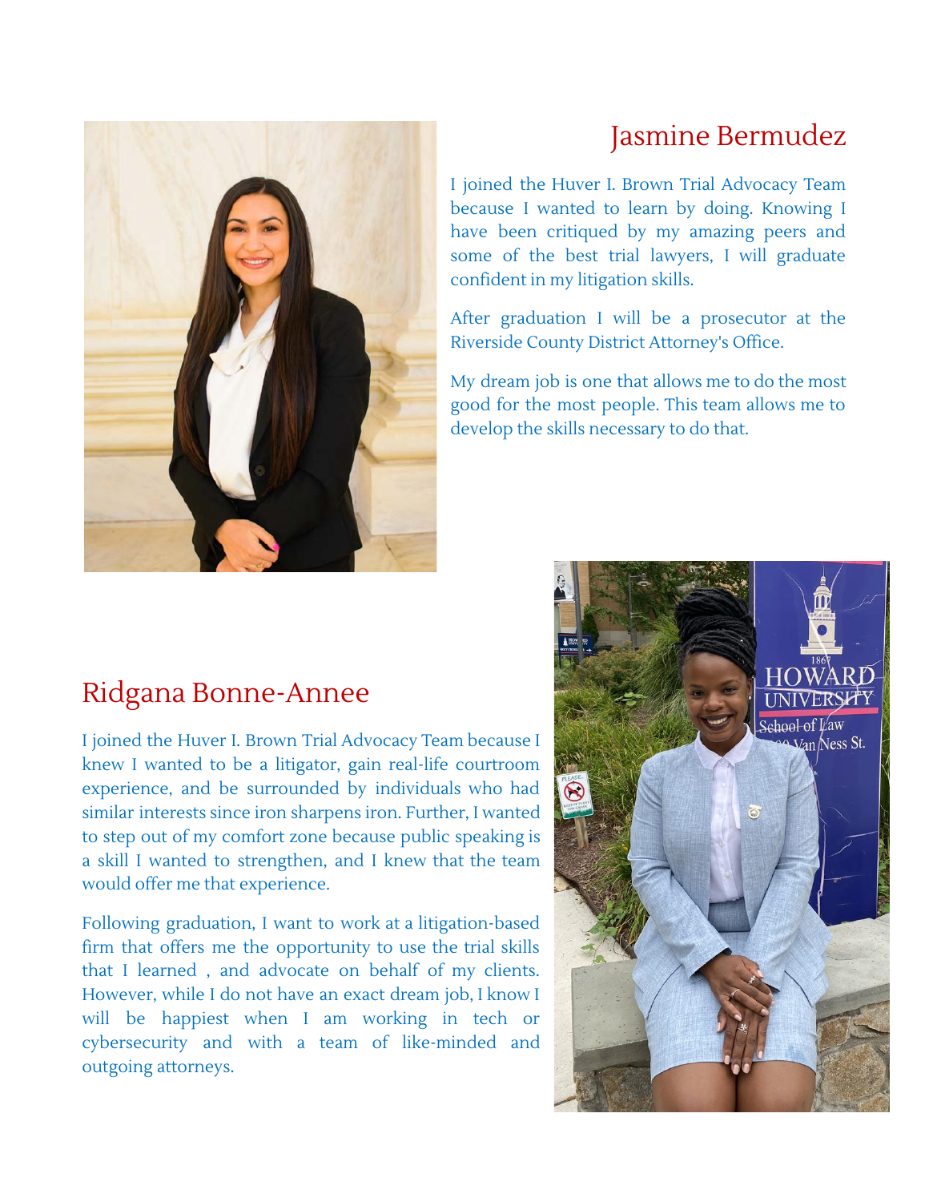## Jasmine Bermudez

I joined the Huver I. Brown Trial Advocacy Team because I wanted to learn by doing. Knowing I have been critiqued by my amazing peers and some of the best trial lawyers, I will graduate confident in my litigation skills.

After graduation I will be a prosecutor at the Riverside County District Attorney's Office.

My dream job is one that allows me to do the most good for the most people. This team allows me to develop the skills necessary to do that.

## Ridgana Bonne-Annee

I joined the Huver I. Brown Trial Advocacy Team because I knew I wanted to be a litigator, gain real-life courtroom experience, and be surrounded by individuals who had similar interests since iron sharpens iron. Further, I wanted to step out of my comfort zone because public speaking is a skill I wanted to strengthen, and I knew that the team would offer me that experience.

Following graduation, I want to work at a litigation-based firm that offers me the opportunity to use the trial skills that I learned , and advocate on behalf of my clients. However, while I do not have an exact dream job, I know I will be happiest when I am working in tech or cybersecurity and with a team of like-minded and outgoing attorneys.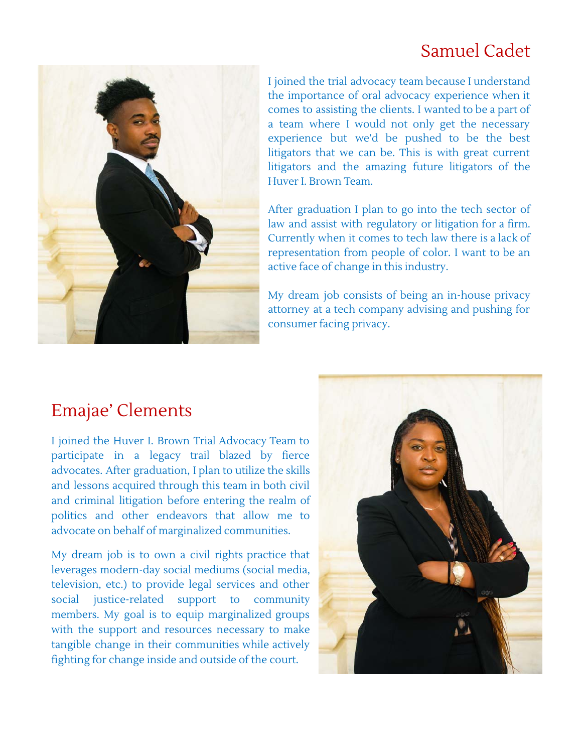## Samuel Cadet

I joined the trial advocacy team because I understand the importance of oral advocacy experience when it comes to assisting the clients. I wanted to be a part of a team where I would not only get the necessary experience but we'd be pushed to be the best litigators that we can be. This is with great current litigators and the amazing future litigators of the Huver I. Brown Team.

After graduation I plan to go into the tech sector of law and assist with regulatory or litigation for a firm. Currently when it comes to tech law there is a lack of representation from people of color. I want to be an active face of change in this industry.

My dream job consists of being an in-house privacy attorney at a tech company advising and pushing for consumer facing privacy.

## Emajae' Clements

I joined the Huver I. Brown Trial Advocacy Team to participate in a legacy trail blazed by fierce advocates. After graduation, I plan to utilize the skills and lessons acquired through this team in both civil and criminal litigation before entering the realm of politics and other endeavors that allow me to advocate on behalf of marginalized communities.

My dream job is to own a civil rights practice that leverages modern-day social mediums (social media, television, etc.) to provide legal services and other social justice-related support to community members. My goal is to equip marginalized groups with the support and resources necessary to make tangible change in their communities while actively fighting for change inside and outside of the court.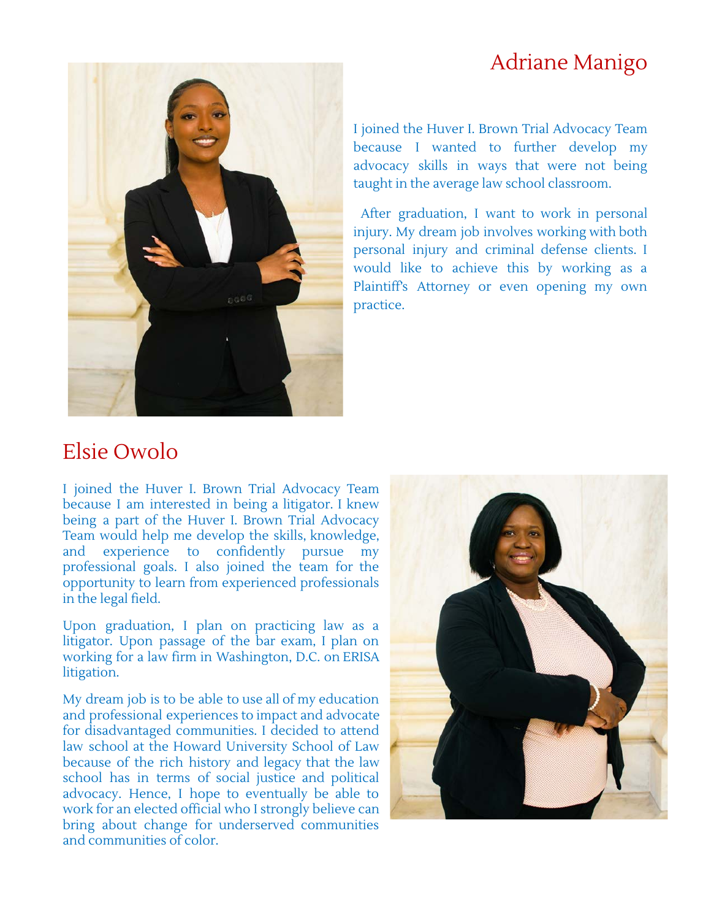## Adriane Manigo

I joined the Huver I. Brown Trial Advocacy Team because I wanted to further develop my advocacy skills in ways that were not being taught in the average law school classroom.

After graduation, I want to work in personal injury. My dream job involves working with both personal injury and criminal defense clients. I would like to achieve this by working as a Plaintiff's Attorney or even opening my own practice.

## Elsie Owolo

I joined the Huver I. Brown Trial Advocacy Team because I am interested in being a litigator. I knew being a part of the Huver I. Brown Trial Advocacy Team would help me develop the skills, knowledge, and experience to confidently pursue my professional goals. I also joined the team for the opportunity to learn from experienced professionals in the legal field.

Upon graduation, I plan on practicing law as a litigator. Upon passage of the bar exam, I plan on working for a law firm in Washington, D.C. on ERISA litigation.

My dream job is to be able to use all of my education and professional experiences to impact and advocate for disadvantaged communities. I decided to attend law school at the Howard University School of Law because of the rich history and legacy that the law school has in terms of social justice and political advocacy. Hence, I hope to eventually be able to work for an elected official who I strongly believe can bring about change for underserved communities and communities of color.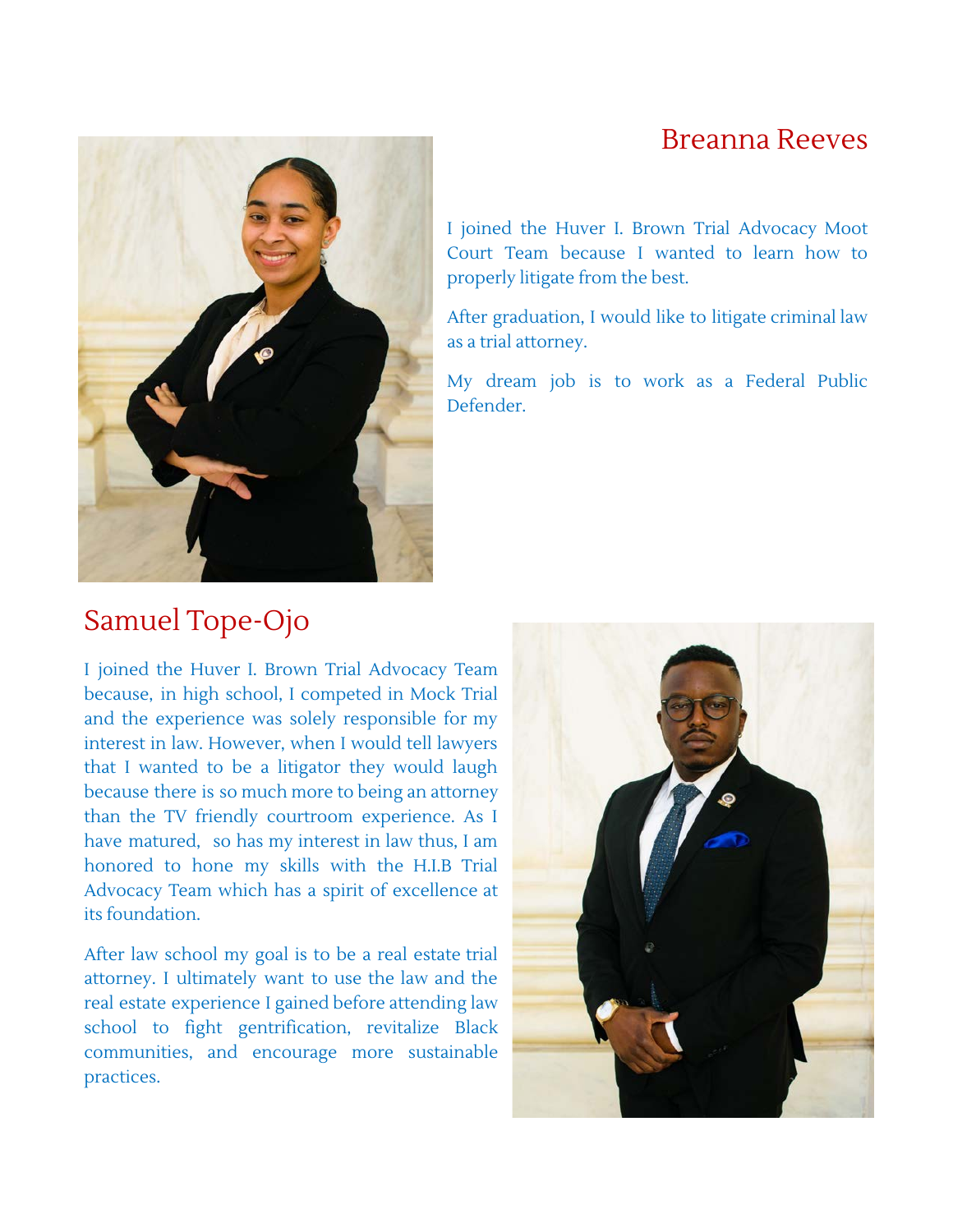## Breanna Reeves

I joined the Huver I. Brown Trial Advocacy Moot Court Team because I wanted to learn how to properly litigate from the best.

After graduation, I would like to litigate criminal law as a trial attorney.

My dream job is to work as a Federal Public Defender.

## Samuel Tope-Ojo

I joined the Huver I. Brown Trial Advocacy Team because, in high school, I competed in Mock Trial and the experience was solely responsible for my interest in law. However, when I would tell lawyers that I wanted to be a litigator they would laugh because there is so much more to being an attorney than the TV friendly courtroom experience. As I have matured, so has my interest in law thus, I am honored to hone my skills with the H.I.B Trial Advocacy Team which has a spirit of excellence at its foundation.

After law school my goal is to be a real estate trial attorney. I ultimately want to use the law and the real estate experience I gained before attending law school to fight gentrification, revitalize Black communities, and encourage more sustainable practices.